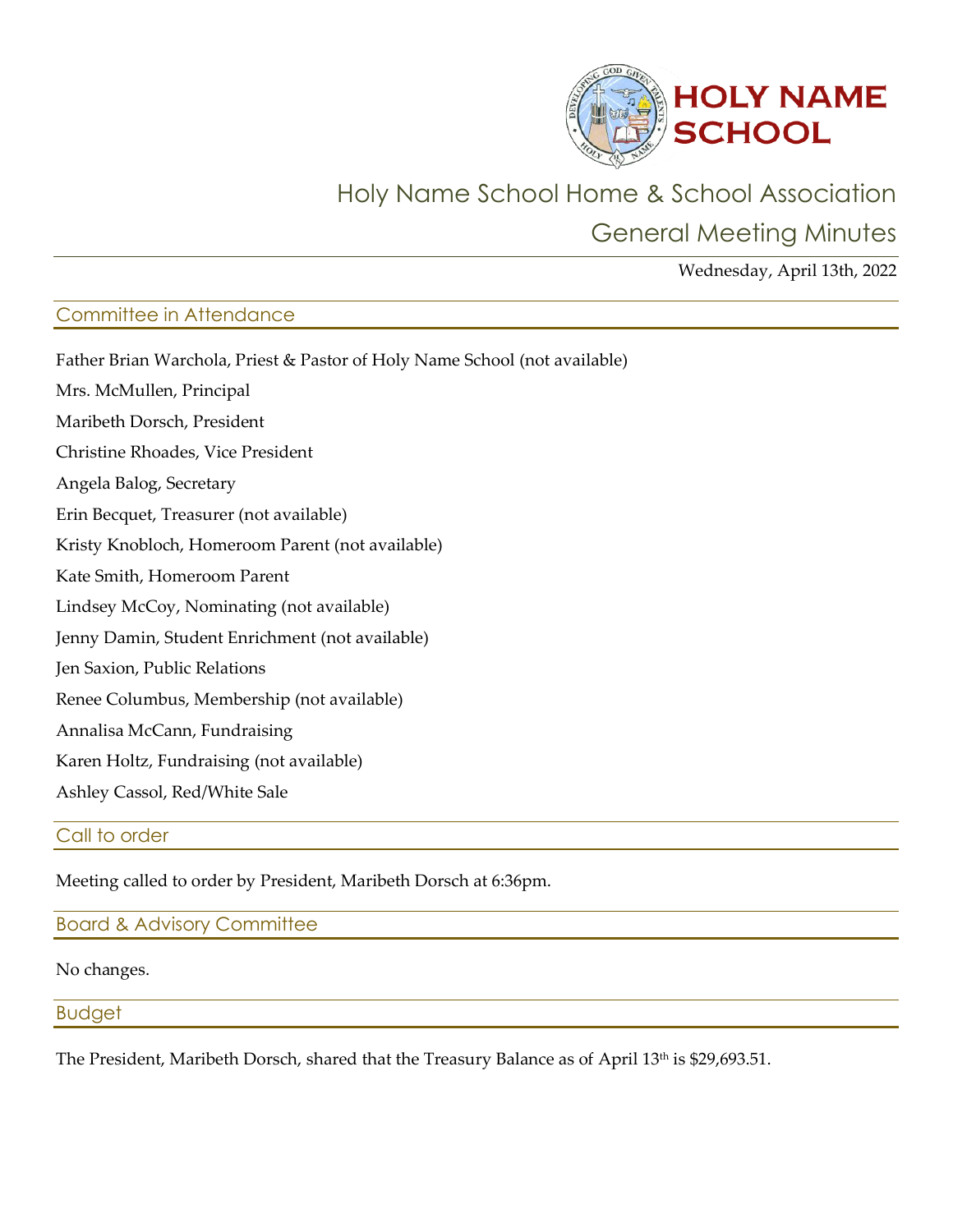# HOLY NAME SCHOOL

## Holy Name School Home & School Association

## General Meeting Minutes

Wednesday, April 13th, 2022

### Committee in Attendance

Father Brian Warchola, Priest & Pastor of Holy Name School (not available)

Mrs. McMullen, Principal

Maribeth Dorsch, President

Christine Rhoades, Vice President

Angela Balog, Secretary

Erin Becquet, Treasurer (not available)

Kristy Knobloch, Homeroom Parent (not available)

Kate Smith, Homeroom Parent

Lindsey McCoy, Nominating (not available)

Jenny Damin, Student Enrichment (not available)

Jen Saxion, Public Relations

Renee Columbus, Membership (not available)

Annalisa McCann, Fundraising

Karen Holtz, Fundraising (not available)

Ashley Cassol, Red/White Sale

### Call to order

Meeting called to order by President, Maribeth Dorsch at 6:36pm.

### Board & Advisory Committee

No changes.

### Budget

The President, Maribeth Dorsch, shared that the Treasury Balance as of April 13th is $29,693.51.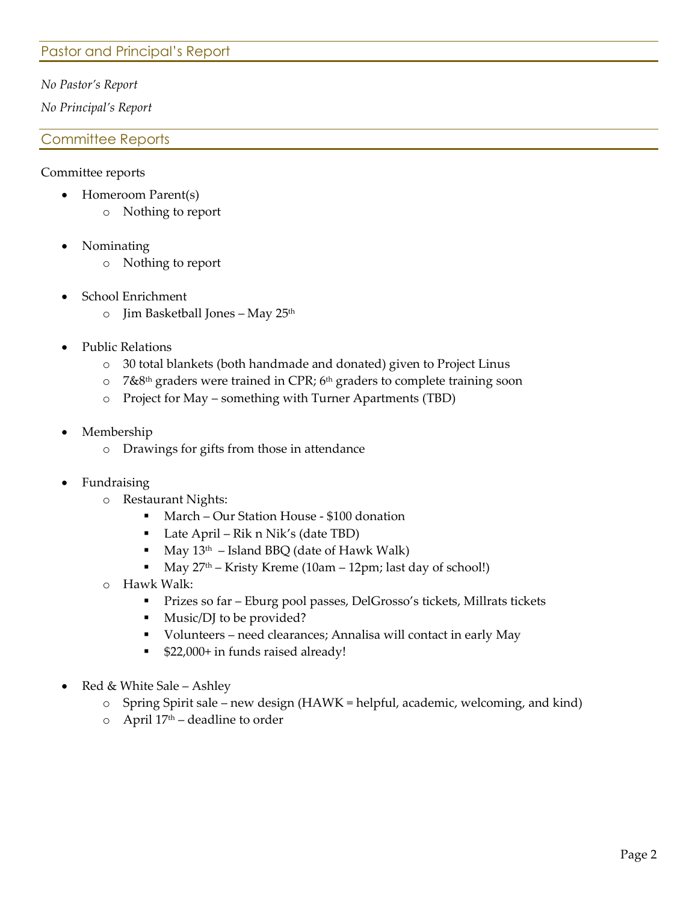## Pastor and Principal's Report

*No Pastor's Report*

*No Principal's Report*

## Committee Reports

Committee reports

- Homeroom Parent(s)
  - Nothing to report

- Nominating
  - Nothing to report

- School Enrichment
  - Jim Basketball Jones – May 25th

- Public Relations
  - 30 total blankets (both handmade and donated) given to Project Linus
  - 7&8th graders were trained in CPR; 6th graders to complete training soon
  - Project for May – something with Turner Apartments (TBD)

- Membership
  - Drawings for gifts from those in attendance

- Fundraising
  - Restaurant Nights:
    - March – Our Station House - $100 donation
    - Late April – Rik n Nik's (date TBD)
    - May 13th – Island BBQ (date of Hawk Walk)
    - May 27th – Kristy Kreme (10am – 12pm; last day of school!)
  - Hawk Walk:
    - Prizes so far – Eburg pool passes, DelGrosso's tickets, Millrats tickets
    - Music/DJ to be provided?
    - Volunteers – need clearances; Annalisa will contact in early May
    - $22,000+ in funds raised already!

- Red & White Sale – Ashley
  - Spring Spirit sale – new design (HAWK = helpful, academic, welcoming, and kind)
  - April 17th – deadline to order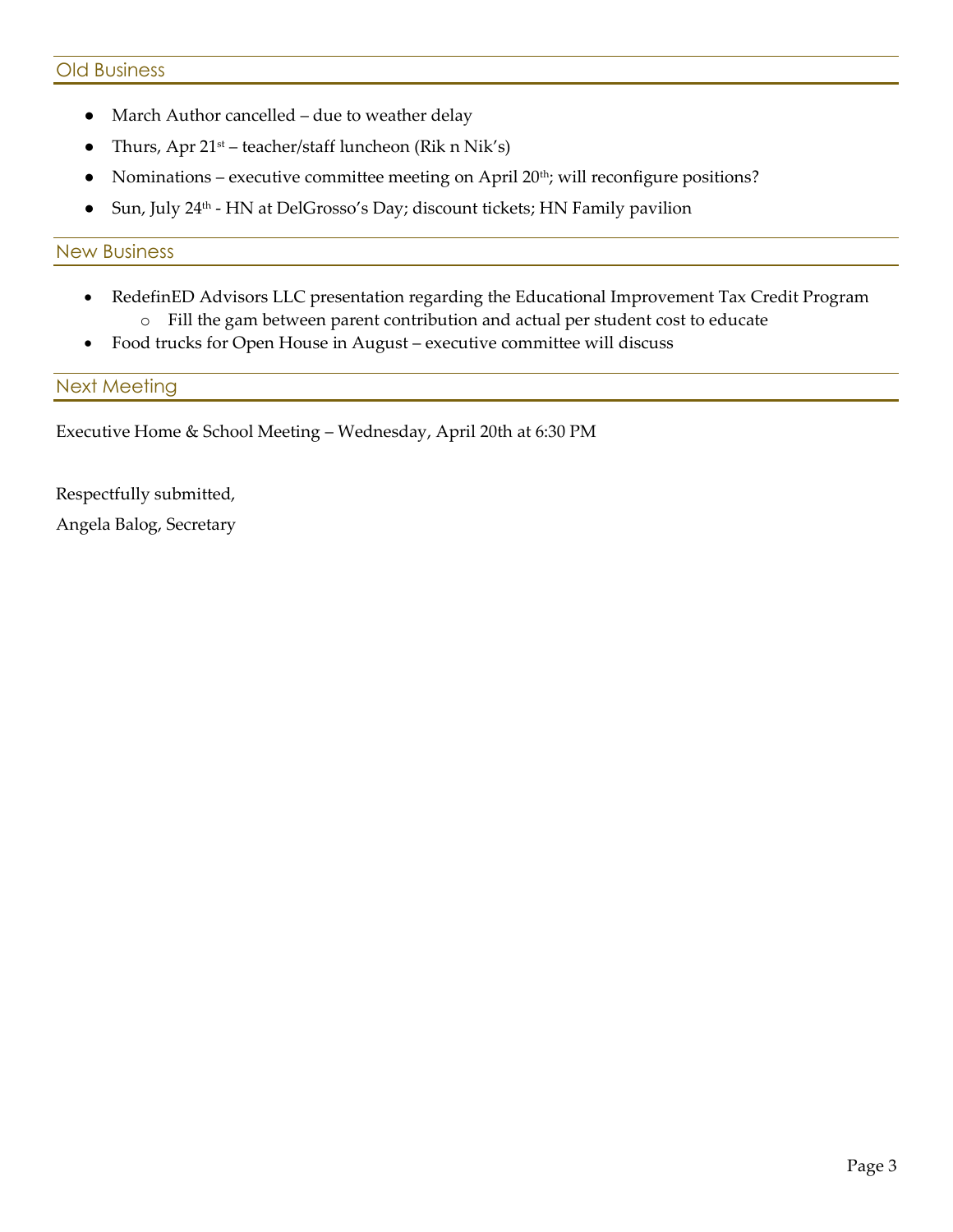## Old Business

- March Author cancelled – due to weather delay
- Thurs, Apr 21st – teacher/staff luncheon (Rik n Nik's)
- Nominations – executive committee meeting on April 20th; will reconfigure positions?
- Sun, July 24th - HN at DelGrosso's Day; discount tickets; HN Family pavilion

## New Business

- RedefinED Advisors LLC presentation regarding the Educational Improvement Tax Credit Program
  - Fill the gam between parent contribution and actual per student cost to educate
- Food trucks for Open House in August – executive committee will discuss

## Next Meeting

Executive Home & School Meeting – Wednesday, April 20th at 6:30 PM

Respectfully submitted,

Angela Balog, Secretary